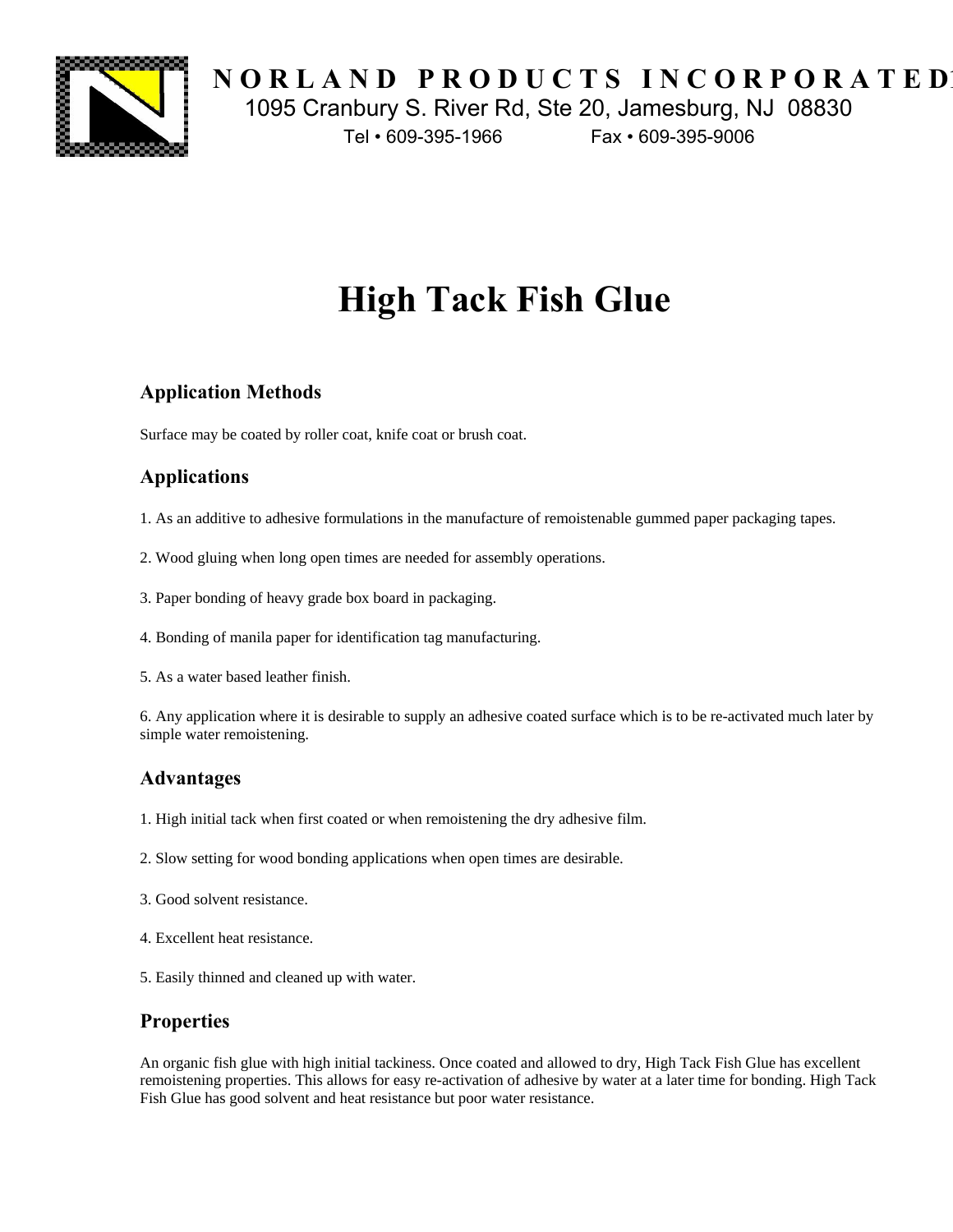**NORLAND PRODUCTS INCORPORATED**

1095 Cranbury S. River Rd, Ste 20, Jamesburg, NJ 08830

Tel • 609-395-1966 Fax • 609-395-9006

# High Tack Fish Glue

## Application Methods

Surface may be coated by roller coat, knife coat or brush coat.

## Applications

1. As an additive to adhesive formulations in the manufacture of remoistenable gummed paper packaging tapes.

2. Wood gluing when long open times are needed for assembly operations.

3. Paper bonding of heavy grade box board in packaging.

4. Bonding of manila paper for identification tag manufacturing.

5. As a water based leather finish.

6. Any application where it is desirable to supply an adhesive coated surface which is to be re-activated much later by simple water remoistening.

## Advantages

1. High initial tack when first coated or when remoistening the dry adhesive film.

2. Slow setting for wood bonding applications when open times are desirable.

3. Good solvent resistance.

4. Excellent heat resistance.

5. Easily thinned and cleaned up with water.

## Properties

An organic fish glue with high initial tackiness. Once coated and allowed to dry, High Tack Fish Glue has excellent remoistening properties. This allows for easy re-activation of adhesive by water at a later time for bonding. High Tack Fish Glue has good solvent and heat resistance but poor water resistance.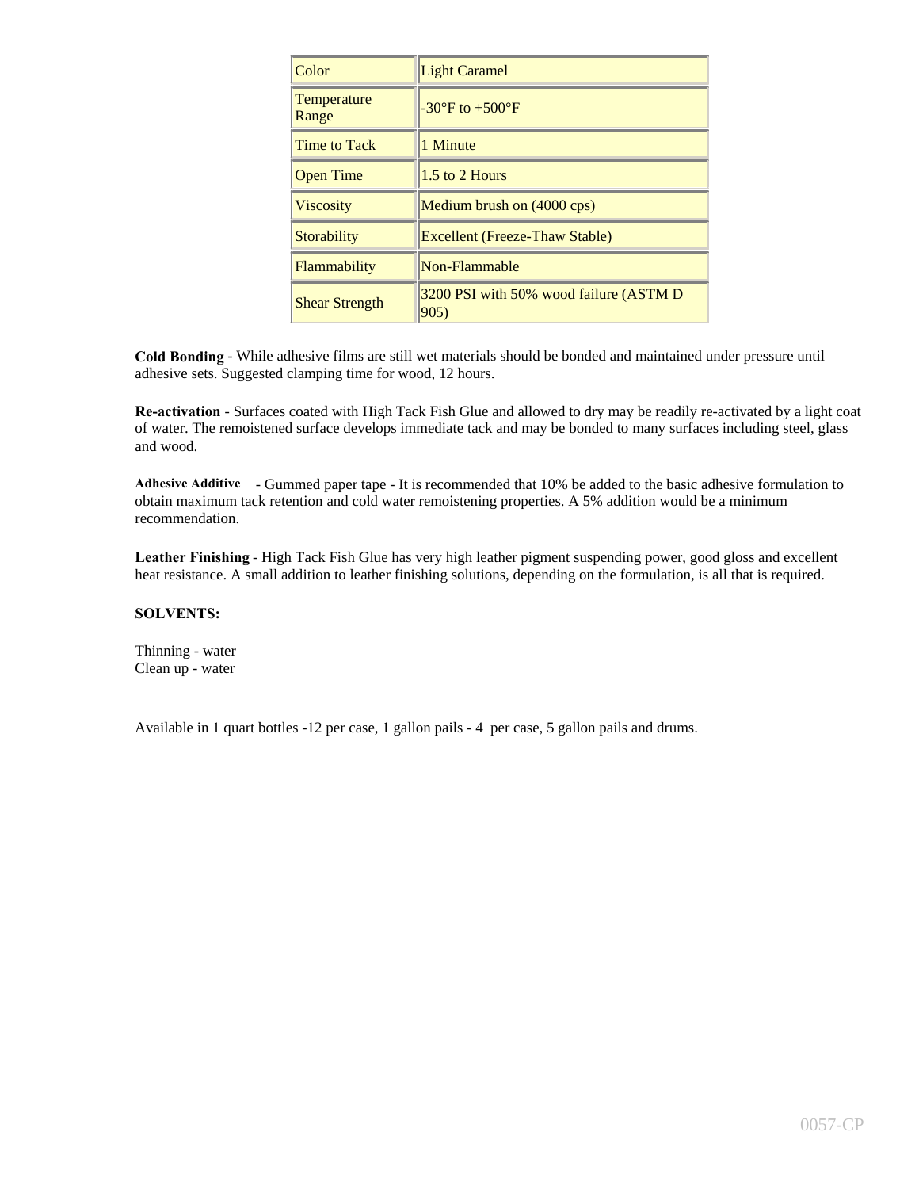| | |
|---|---|
| Color | Light Caramel |
| Temperature Range | -30°F to +500°F |
| Time to Tack | 1 Minute |
| Open Time | 1.5 to 2 Hours |
| Viscosity | Medium brush on (4000 cps) |
| Storability | Excellent (Freeze-Thaw Stable) |
| Flammability | Non-Flammable |
| Shear Strength | 3200 PSI with 50% wood failure (ASTM D 905) |

**Cold Bonding** - While adhesive films are still wet materials should be bonded and maintained under pressure until adhesive sets. Suggested clamping time for wood, 12 hours.

**Re-activation** - Surfaces coated with High Tack Fish Glue and allowed to dry may be readily re-activated by a light coat of water. The remoistened surface develops immediate tack and may be bonded to many surfaces including steel, glass and wood.

**Adhesive Additive** - Gummed paper tape - It is recommended that 10% be added to the basic adhesive formulation to obtain maximum tack retention and cold water remoistening properties. A 5% addition would be a minimum recommendation.

**Leather Finishing** - High Tack Fish Glue has very high leather pigment suspending power, good gloss and excellent heat resistance. A small addition to leather finishing solutions, depending on the formulation, is all that is required.

**SOLVENTS:**

Thinning - water
Clean up - water

Available in 1 quart bottles -12 per case, 1 gallon pails - 4 per case, 5 gallon pails and drums.

0057-CP